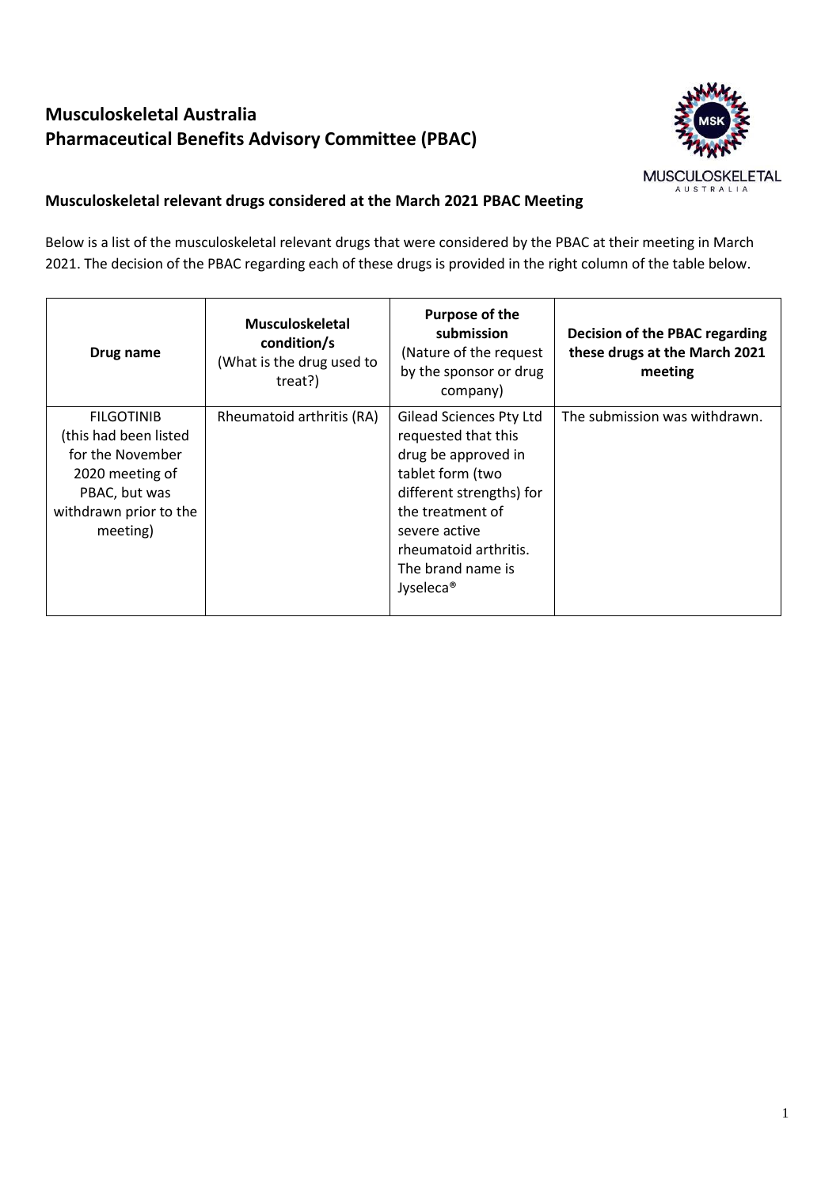# Musculoskeletal Australia
# Pharmaceutical Benefits Advisory Committee (PBAC)

## Musculoskeletal relevant drugs considered at the March 2021 PBAC Meeting

Below is a list of the musculoskeletal relevant drugs that were considered by the PBAC at their meeting in March 2021. The decision of the PBAC regarding each of these drugs is provided in the right column of the table below.

| Drug name | Musculoskeletal condition/s (What is the drug used to treat?) | Purpose of the submission (Nature of the request by the sponsor or drug company) | Decision of the PBAC regarding these drugs at the March 2021 meeting |
|---|---|---|---|
| FILGOTINIB (this had been listed for the November 2020 meeting of PBAC, but was withdrawn prior to the meeting) | Rheumatoid arthritis (RA) | Gilead Sciences Pty Ltd requested that this drug be approved in tablet form (two different strengths) for the treatment of severe active rheumatoid arthritis. The brand name is Jyseleca® | The submission was withdrawn. |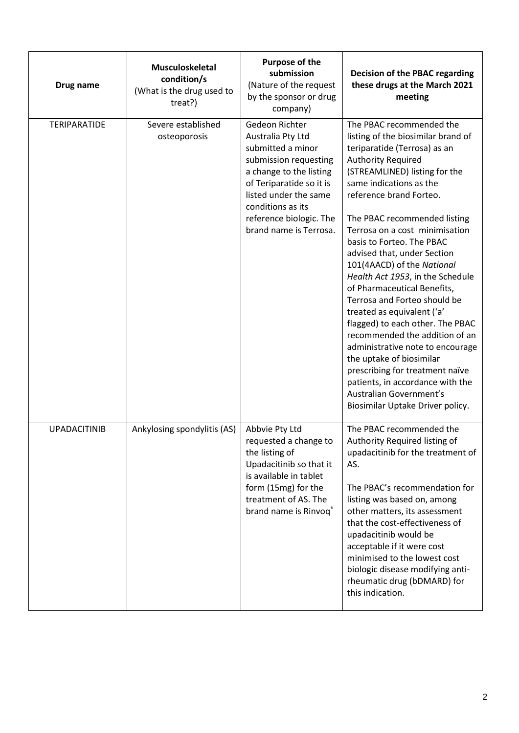| Drug name | Musculoskeletal condition/s (What is the drug used to treat?) | Purpose of the submission (Nature of the request by the sponsor or drug company) | Decision of the PBAC regarding these drugs at the March 2021 meeting |
|---|---|---|---|
| TERIPARATIDE | Severe established osteoporosis | Gedeon Richter Australia Pty Ltd submitted a minor submission requesting a change to the listing of Teriparatide so it is listed under the same conditions as its reference biologic. The brand name is Terrosa. | The PBAC recommended the listing of the biosimilar brand of teriparatide (Terrosa) as an Authority Required (STREAMLINED) listing for the same indications as the reference brand Forteo.<br><br>The PBAC recommended listing Terrosa on a cost minimisation basis to Forteo. The PBAC advised that, under Section 101(4AACD) of the *National Health Act 1953*, in the Schedule of Pharmaceutical Benefits, Terrosa and Forteo should be treated as equivalent ('a' flagged) to each other. The PBAC recommended the addition of an administrative note to encourage the uptake of biosimilar prescribing for treatment naïve patients, in accordance with the Australian Government's Biosimilar Uptake Driver policy. |
| UPADACITINIB | Ankylosing spondylitis (AS) | Abbvie Pty Ltd requested a change to the listing of Upadacitinib so that it is available in tablet form (15mg) for the treatment of AS. The brand name is Rinvoq® | The PBAC recommended the Authority Required listing of upadacitinib for the treatment of AS.<br><br>The PBAC's recommendation for listing was based on, among other matters, its assessment that the cost-effectiveness of upadacitinib would be acceptable if it were cost minimised to the lowest cost biologic disease modifying anti-rheumatic drug (bDMARD) for this indication. |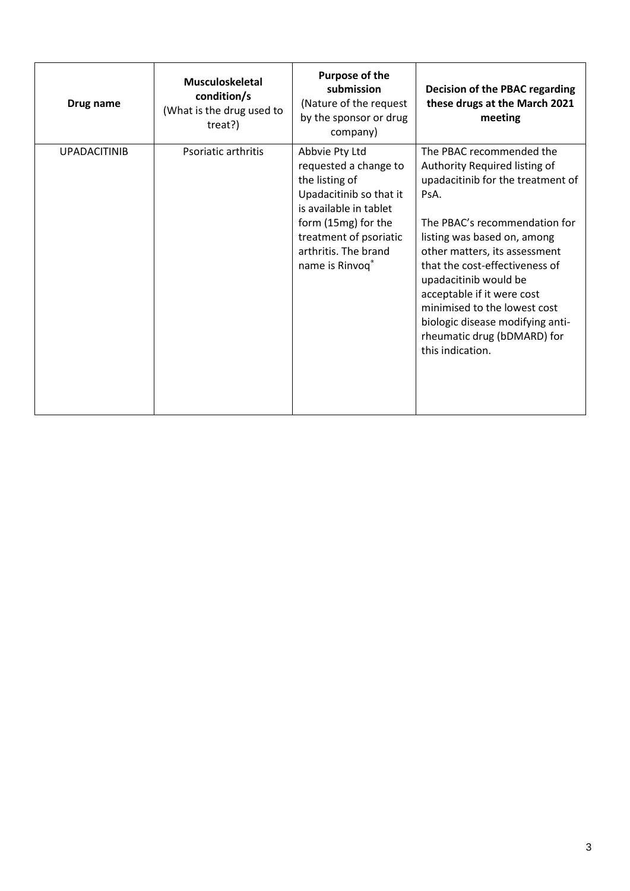| Drug name | Musculoskeletal condition/s (What is the drug used to treat?) | Purpose of the submission (Nature of the request by the sponsor or drug company) | Decision of the PBAC regarding these drugs at the March 2021 meeting |
|---|---|---|---|
| UPADACITINIB | Psoriatic arthritis | Abbvie Pty Ltd requested a change to the listing of Upadacitinib so that it is available in tablet form (15mg) for the treatment of psoriatic arthritis. The brand name is Rinvoq® | The PBAC recommended the Authority Required listing of upadacitinib for the treatment of PsA.<br><br>The PBAC's recommendation for listing was based on, among other matters, its assessment that the cost-effectiveness of upadacitinib would be acceptable if it were cost minimised to the lowest cost biologic disease modifying anti-rheumatic drug (bDMARD) for this indication. |